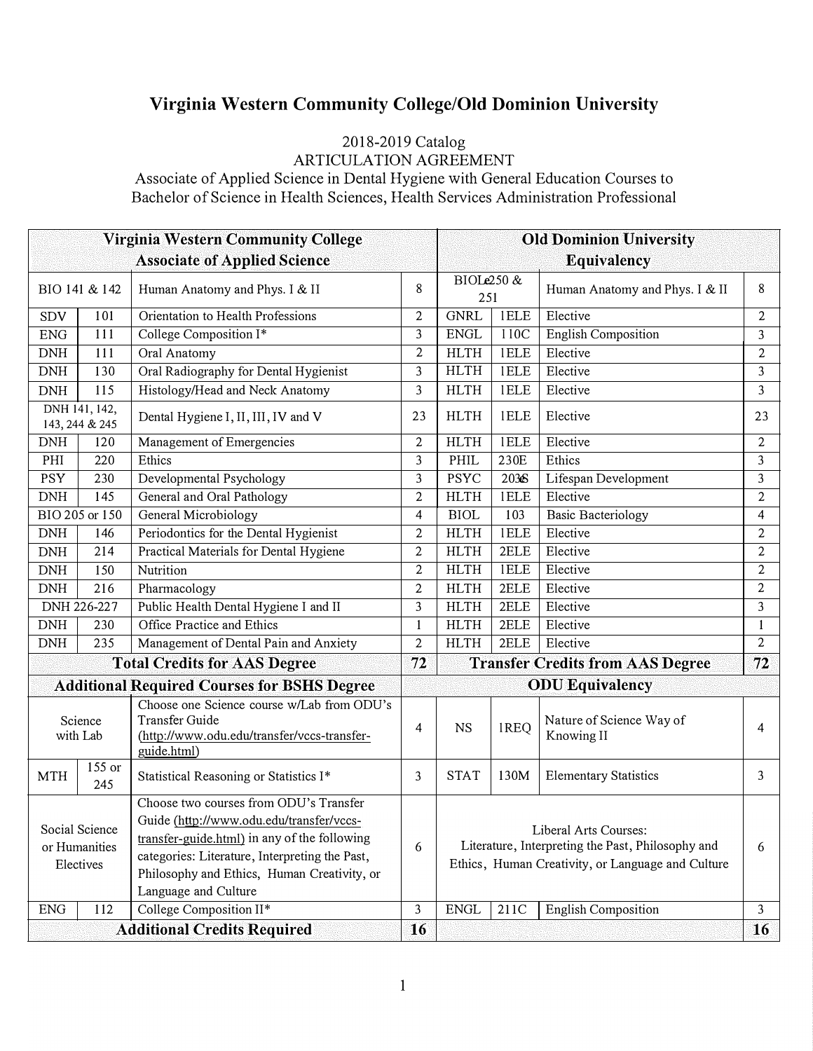# Virginia Western Community College/Old Dominion University

2018-2019 Catalog
ARTICULATION AGREEMENT
Associate of Applied Science in Dental Hygiene with General Education Courses to
Bachelor of Science in Health Sciences, Health Services Administration Professional

| Virginia Western Community College Associate of Applied Science | | | | Old Dominion University Equivalency | | | |
|---|---|---|---|---|---|---|---|
| BIO 141 & 142 | | Human Anatomy and Phys. I & II | 8 | BIOL 250 & 251 | | Human Anatomy and Phys. I & II | 8 |
| SDV | 101 | Orientation to Health Professions | 2 | GNRL | 1ELE | Elective | 2 |
| ENG | 111 | College Composition I* | 3 | ENGL | 110C | English Composition | 3 |
| DNH | 111 | Oral Anatomy | 2 | HLTH | 1ELE | Elective | 2 |
| DNH | 130 | Oral Radiography for Dental Hygienist | 3 | HLTH | 1ELE | Elective | 3 |
| DNH | 115 | Histology/Head and Neck Anatomy | 3 | HLTH | 1ELE | Elective | 3 |
| DNH 141, 142, 143, 244 & 245 | | Dental Hygiene I, II, III, IV and V | 23 | HLTH | 1ELE | Elective | 23 |
| DNH | 120 | Management of Emergencies | 2 | HLTH | 1ELE | Elective | 2 |
| PHI | 220 | Ethics | 3 | PHIL | 230E | Ethics | 3 |
| PSY | 230 | Developmental Psychology | 3 | PSYC | 203S | Lifespan Development | 3 |
| DNH | 145 | General and Oral Pathology | 2 | HLTH | 1ELE | Elective | 2 |
| BIO 205 or 150 | | General Microbiology | 4 | BIOL | 103 | Basic Bacteriology | 4 |
| DNH | 146 | Periodontics for the Dental Hygienist | 2 | HLTH | 1ELE | Elective | 2 |
| DNH | 214 | Practical Materials for Dental Hygiene | 2 | HLTH | 2ELE | Elective | 2 |
| DNH | 150 | Nutrition | 2 | HLTH | 1ELE | Elective | 2 |
| DNH | 216 | Pharmacology | 2 | HLTH | 2ELE | Elective | 2 |
| DNH 226-227 | | Public Health Dental Hygiene I and II | 3 | HLTH | 2ELE | Elective | 3 |
| DNH | 230 | Office Practice and Ethics | 1 | HLTH | 2ELE | Elective | 1 |
| DNH | 235 | Management of Dental Pain and Anxiety | 2 | HLTH | 2ELE | Elective | 2 |
| **Total Credits for AAS Degree** | | | **72** | **Transfer Credits from AAS Degree** | | | **72** |
| **Additional Required Courses for BSHS Degree** | | | | **ODU Equivalency** | | | |
| Science with Lab | | Choose one Science course w/Lab from ODU's Transfer Guide (http://www.odu.edu/transfer/vccs-transfer-guide.html) | 4 | NS | 1REQ | Nature of Science Way of Knowing II | 4 |
| MTH | 155 or 245 | Statistical Reasoning or Statistics I* | 3 | STAT | 130M | Elementary Statistics | 3 |
| Social Science or Humanities Electives | | Choose two courses from ODU's Transfer Guide (http://www.odu.edu/transfer/vccs-transfer-guide.html) in any of the following categories: Literature, Interpreting the Past, Philosophy and Ethics, Human Creativity, or Language and Culture | 6 | Liberal Arts Courses: Literature, Interpreting the Past, Philosophy and Ethics, Human Creativity, or Language and Culture | | | 6 |
| ENG | 112 | College Composition II* | 3 | ENGL | 211C | English Composition | 3 |
| **Additional Credits Required** | | | **16** | | | | **16** |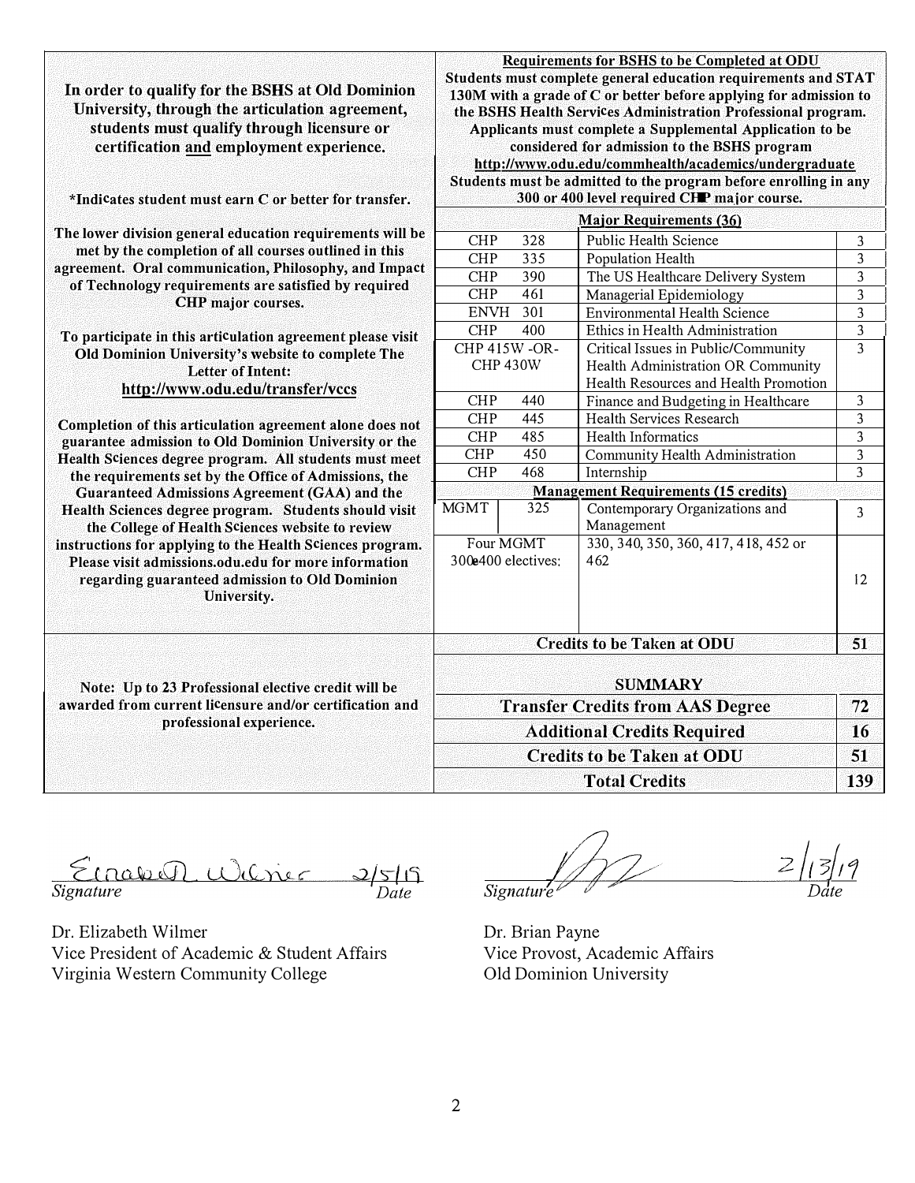**In order to qualify for the BSHS at Old Dominion University, through the articulation agreement, students must qualify through licensure or certification and employment experience.**

**\*Indicates student must earn C or better for transfer.**

**The lower division general education requirements will be met by the completion of all courses outlined in this agreement. Oral communication, Philosophy, and Impact of Technology requirements are satisfied by required CHP major courses.**

**To participate in this articulation agreement please visit Old Dominion University's website to complete The Letter of Intent: http://www.odu.edu/transfer/vccs**

**Completion of this articulation agreement alone does not guarantee admission to Old Dominion University or the Health Sciences degree program. All students must meet the requirements set by the Office of Admissions, the Guaranteed Admissions Agreement (GAA) and the Health Sciences degree program. Students should visit the College of Health Sciences website to review instructions for applying to the Health Sciences program. Please visit admissions.odu.edu for more information regarding guaranteed admission to Old Dominion University.**

**Note: Up to 23 Professional elective credit will be awarded from current licensure and/or certification and professional experience.**

**Requirements for BSHS to be Completed at ODU**

**Students must complete general education requirements and STAT 130M with a grade of C or better before applying for admission to the BSHS Health Services Administration Professional program. Applicants must complete a Supplemental Application to be considered for admission to the BSHS program http://www.odu.edu/commhealth/academics/undergraduate Students must be admitted to the program before enrolling in any 300 or 400 level required CHP major course.**

| | | |
|---|---|---|
| **Major Requirements (36)** | | |
| CHP 328 | Public Health Science | 3 |
| CHP 335 | Population Health | 3 |
| CHP 390 | The US Healthcare Delivery System | 3 |
| CHP 461 | Managerial Epidemiology | 3 |
| ENVH 301 | Environmental Health Science | 3 |
| CHP 400 | Ethics in Health Administration | 3 |
| CHP 415W -OR- CHP 430W | Critical Issues in Public/Community Health Administration OR Community Health Resources and Health Promotion | 3 |
| CHP 440 | Finance and Budgeting in Healthcare | 3 |
| CHP 445 | Health Services Research | 3 |
| CHP 485 | Health Informatics | 3 |
| CHP 450 | Community Health Administration | 3 |
| CHP 468 | Internship | 3 |
| **Management Requirements (15 credits)** | | |
| MGMT 325 | Contemporary Organizations and Management | 3 |
| Four MGMT 300-400 electives: | 330, 340, 350, 360, 417, 418, 452 or 462 | 12 |
| **Credits to be Taken at ODU** | | **51** |

**SUMMARY**

| | |
|---|---|
| **Transfer Credits from AAS Degree** | **72** |
| **Additional Credits Required** | **16** |
| **Credits to be Taken at ODU** | **51** |
| **Total Credits** | **139** |

Elizabeth Wilmer 2/5/19
*Signature* *Date*

Dr. Elizabeth Wilmer
Vice President of Academic & Student Affairs
Virginia Western Community College

2/13/19
*Signature* *Date*

Dr. Brian Payne
Vice Provost, Academic Affairs
Old Dominion University